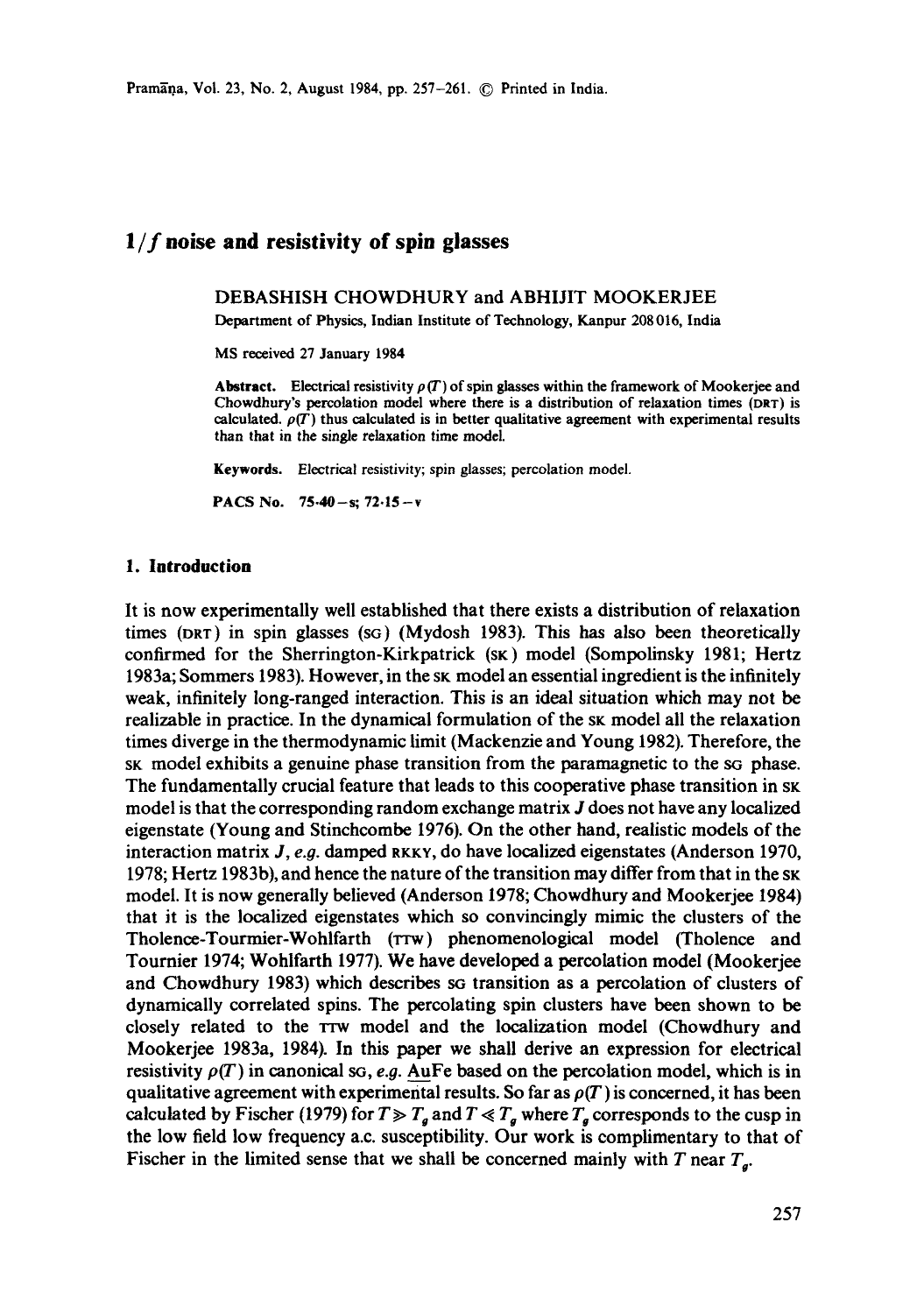# $1/f$ noise and resistivity of spin glasses

DEBASHISH CHOWDHURY and ABHIJIT MOOKERJEE

Department of Physics, Indian Institute of Technology, Kanpur 208 016, India

MS received 27 January 1984

**Abstract.** Electrical resistivity $\rho(T)$ of spin glasses within the framework of Mookerjee and Chowdhury's percolation model where there is a distribution of relaxation times (DRT) is calculated. $\rho(T)$ thus calculated is in better qualitative agreement with experimental results than that in the single relaxation time model.

**Keywords.** Electrical resistivity; spin glasses; percolation model.

**PACS No.** 75·40 – s; 72·15 – v

## 1. Introduction

It is now experimentally well established that there exists a distribution of relaxation times (DRT) in spin glasses (SG) (Mydosh 1983). This has also been theoretically confirmed for the Sherrington-Kirkpatrick (SK) model (Sompolinsky 1981; Hertz 1983a; Sommers 1983). However, in the SK model an essential ingredient is the infinitely weak, infinitely long-ranged interaction. This is an ideal situation which may not be realizable in practice. In the dynamical formulation of the SK model all the relaxation times diverge in the thermodynamic limit (Mackenzie and Young 1982). Therefore, the SK model exhibits a genuine phase transition from the paramagnetic to the SG phase. The fundamentally crucial feature that leads to this cooperative phase transition in SK model is that the corresponding random exchange matrix $J$ does not have any localized eigenstate (Young and Stinchcombe 1976). On the other hand, realistic models of the interaction matrix $J$, *e.g.* damped RKKY, do have localized eigenstates (Anderson 1970, 1978; Hertz 1983b), and hence the nature of the transition may differ from that in the SK model. It is now generally believed (Anderson 1978; Chowdhury and Mookerjee 1984) that it is the localized eigenstates which so convincingly mimic the clusters of the Tholence-Tourmier-Wohlfarth (TTW) phenomenological model (Tholence and Tournier 1974; Wohlfarth 1977). We have developed a percolation model (Mookerjee and Chowdhury 1983) which describes SG transition as a percolation of clusters of dynamically correlated spins. The percolating spin clusters have been shown to be closely related to the TTW model and the localization model (Chowdhury and Mookerjee 1983a, 1984). In this paper we shall derive an expression for electrical resistivity $\rho(T)$ in canonical SG, *e.g.* <u>Au</u>Fe based on the percolation model, which is in qualitative agreement with experimental results. So far as $\rho(T)$ is concerned, it has been calculated by Fischer (1979) for $T \gg T_g$ and $T \ll T_g$ where $T_g$ corresponds to the cusp in the low field low frequency a.c. susceptibility. Our work is complimentary to that of Fischer in the limited sense that we shall be concerned mainly with $T$ near $T_g$.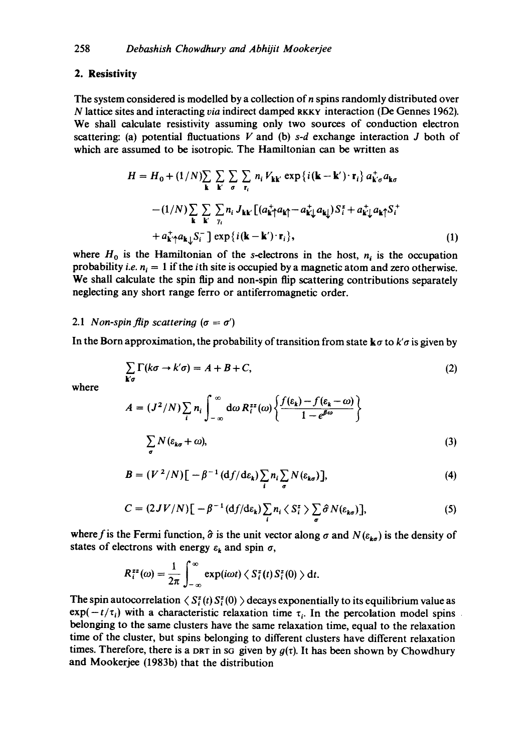## 2. Resistivity

The system considered is modelled by a collection of $n$ spins randomly distributed over $N$ lattice sites and interacting *via* indirect damped RKKY interaction (De Gennes 1962). We shall calculate resistivity assuming only two sources of conduction electron scattering: (a) potential fluctuations $V$ and (b) *s-d* exchange interaction $J$ both of which are assumed to be isotropic. The Hamiltonian can be written as

$$
\begin{aligned}
H = H_0 &+ (1/N)\sum_{\mathbf{k}} \sum_{\mathbf{k}'} \sum_{\sigma} \sum_{\mathbf{r}_i} n_i V_{\mathbf{k}\mathbf{k}'} \exp\{i(\mathbf{k}-\mathbf{k}')\cdot \mathbf{r}_i\}\, a^{+}_{\mathbf{k}'\sigma} a_{\mathbf{k}\sigma} \\
&- (1/N)\sum_{\mathbf{k}} \sum_{\mathbf{k}'} \sum_{\gamma_i} n_i J_{\mathbf{k}\mathbf{k}'} [(a^{+}_{\mathbf{k}'\uparrow} a_{\mathbf{k}\uparrow} - a^{+}_{\mathbf{k}'\downarrow} a_{\mathbf{k}\downarrow}) S^{z}_{i} + a^{+}_{\mathbf{k}'\downarrow} a_{\mathbf{k}\uparrow} S^{+}_{i} \\
&+ a^{+}_{\mathbf{k}'\uparrow} a_{\mathbf{k}\downarrow} S^{-}_{i}] \exp\{i(\mathbf{k}-\mathbf{k}')\cdot \mathbf{r}_i\},
\end{aligned}
\tag{1}
$$

where $H_0$ is the Hamiltonian of the *s*-electrons in the host, $n_i$ is the occupation probability *i.e.* $n_i = 1$ if the $i$th site is occupied by a magnetic atom and zero otherwise. We shall calculate the spin flip and non-spin flip scattering contributions separately neglecting any short range ferro or antiferromagnetic order.

### 2.1 *Non-spin flip scattering* ($\sigma = \sigma'$)

In the Born approximation, the probability of transition from state $\mathbf{k}\sigma$ to $k'\sigma$ is given by

$$
\sum_{\mathbf{k}'\sigma} \Gamma(k\sigma \rightarrow k'\sigma) = A + B + C, \tag{2}
$$

where

$$
A = (J^2/N)\sum_i n_i \int_{-\infty}^{\infty} \mathrm{d}\omega\, R^{zz}_{i}(\omega) \left\{ \frac{f(\varepsilon_k) - f(\varepsilon_k - \omega)}{1 - e^{\beta\omega}} \right\} \sum_{\sigma} N(\varepsilon_{k\sigma} + \omega), \tag{3}
$$

$$
B = (V^2/N)[-\beta^{-1}(\mathrm{d}f/\mathrm{d}\varepsilon_k)\sum_i n_i \sum_{\sigma} N(\varepsilon_{k\sigma})], \tag{4}
$$

$$
C = (2JV/N)[-\beta^{-1}(\mathrm{d}f/\mathrm{d}\varepsilon_k)\sum_i n_i \langle S^{z}_{i} \rangle \sum_{\sigma} \hat{\sigma} N(\varepsilon_{k\sigma})], \tag{5}
$$

where $f$ is the Fermi function, $\hat{\sigma}$ is the unit vector along $\sigma$ and $N(\varepsilon_{k\sigma})$ is the density of states of electrons with energy $\varepsilon_k$ and spin $\sigma$,

$$
R^{zz}_{i}(\omega) = \frac{1}{2\pi} \int_{-\infty}^{\infty} \exp(i\omega t) \langle S^{z}_{i}(t) S^{z}_{i}(0) \rangle \,\mathrm{d}t.
$$

The spin autocorrelation $\langle S^{z}_{i}(t) S^{z}_{i}(0) \rangle$ decays exponentially to its equilibrium value as $\exp(-t/\tau_i)$ with a characteristic relaxation time $\tau_i$. In the percolation model spins belonging to the same clusters have the same relaxation time, equal to the relaxation time of the cluster, but spins belonging to different clusters have different relaxation times. Therefore, there is a DRT in SG given by $g(\tau)$. It has been shown by Chowdhury and Mookerjee (1983b) that the distribution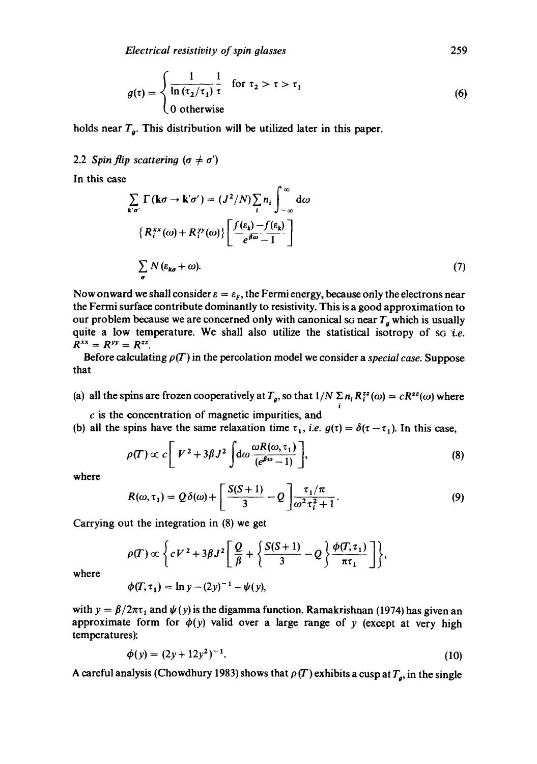$$g(\tau) = \begin{cases} \dfrac{1}{\ln(\tau_2/\tau_1)}\dfrac{1}{\tau} & \text{for } \tau_2 > \tau > \tau_1 \\ 0 \text{ otherwise} \end{cases} \tag{6}$$

holds near $T_g$. This distribution will be utilized later in this paper.

### 2.2 *Spin flip scattering* ($\sigma \neq \sigma'$)

In this case

$$\sum_{k'\sigma'} \Gamma(\mathbf{k}\sigma \to \mathbf{k}'\sigma') = (J^2/N)\sum_i n_i \int_{-\infty}^{\infty} d\omega$$

$$\{R_i^{xx}(\omega) + R_i^{yy}(\omega)\}\left[\frac{f(\varepsilon_k) - f(\varepsilon_k)}{e^{\beta\omega} - 1}\right]$$

$$\sum_{\sigma} N(\varepsilon_{k\sigma} + \omega). \tag{7}$$

Now onward we shall consider $\varepsilon = \varepsilon_F$, the Fermi energy, because only the electrons near the Fermi surface contribute dominantly to resistivity. This is a good approximation to our problem because we are concerned only with canonical SG near $T_g$ which is usually quite a low temperature. We shall also utilize the statistical isotropy of SG *i.e.* $R^{xx} = R^{yy} = R^{zz}$.

Before calculating $\rho(T)$ in the percolation model we consider a *special case*. Suppose that

(a) all the spins are frozen cooperatively at $T_g$, so that $1/N \sum_i n_i R_i^{zz}(\omega) = cR^{zz}(\omega)$ where $c$ is the concentration of magnetic impurities, and

(b) all the spins have the same relaxation time $\tau_1$, *i.e.* $g(\tau) = \delta(\tau - \tau_1)$. In this case,

$$\rho(T) \propto c\left[V^2 + 3\beta J^2 \int d\omega \frac{\omega R(\omega, \tau_1)}{(e^{\beta\omega} - 1)}\right], \tag{8}$$

where

$$R(\omega, \tau_1) = Q\,\delta(\omega) + \left[\frac{S(S+1)}{3} - Q\right]\frac{\tau_1/\pi}{\omega^2\tau_i^2 + 1}. \tag{9}$$

Carrying out the integration in (8) we get

$$\rho(T) \propto \left\{cV^2 + 3\beta J^2\left[\frac{Q}{\beta} + \left\{\frac{S(S+1)}{3} - Q\right\}\frac{\phi(T, \tau_1)}{\pi\tau_1}\right]\right\},$$

where

$$\phi(T, \tau_1) = \ln y - (2y)^{-1} - \psi(y),$$

with $y = \beta/2\pi\tau_1$ and $\psi(y)$ is the digamma function. Ramakrishnan (1974) has given an approximate form for $\phi(y)$ valid over a large range of $y$ (except at very high temperatures):

$$\phi(y) = (2y + 12y^2)^{-1}. \tag{10}$$

A careful analysis (Chowdhury 1983) shows that $\rho(T)$ exhibits a cusp at $T_g$, in the single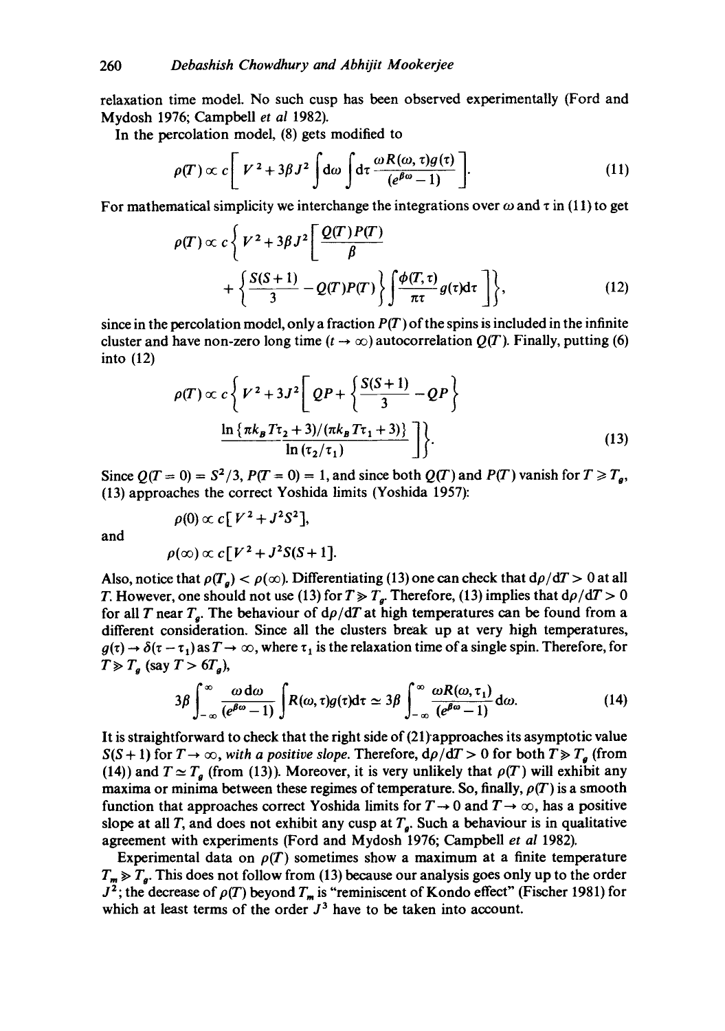relaxation time model. No such cusp has been observed experimentally (Ford and Mydosh 1976; Campbell *et al* 1982).

In the percolation model, (8) gets modified to

$$\rho(T) \propto c\left[ V^2 + 3\beta J^2 \int \mathrm{d}\omega \int \mathrm{d}\tau \frac{\omega R(\omega, \tau) g(\tau)}{(e^{\beta\omega} - 1)} \right]. \tag{11}$$

For mathematical simplicity we interchange the integrations over $\omega$ and $\tau$ in (11) to get

$$\rho(T) \propto c\left\{ V^2 + 3\beta J^2 \left[ \frac{Q(T)P(T)}{\beta} + \left\{ \frac{S(S+1)}{3} - Q(T)P(T) \right\} \int \frac{\phi(T,\tau)}{\pi\tau} g(\tau) \mathrm{d}\tau \right] \right\}, \tag{12}$$

since in the percolation model, only a fraction $P(T)$ of the spins is included in the infinite cluster and have non-zero long time ($t \to \infty$) autocorrelation $Q(T)$. Finally, putting (6) into (12)

$$\rho(T) \propto c\left\{ V^2 + 3J^2 \left[ QP + \left\{ \frac{S(S+1)}{3} - QP \right\} \frac{\ln\{\pi k_B T \tau_2 + 3)/(\pi k_B T \tau_1 + 3)\}}{\ln(\tau_2/\tau_1)} \right] \right\}. \tag{13}$$

Since $Q(T=0) = S^2/3$, $P(T=0) = 1$, and since both $Q(T)$ and $P(T)$ vanish for $T \geqslant T_g$, (13) approaches the correct Yoshida limits (Yoshida 1957):

$$\rho(0) \propto c[V^2 + J^2 S^2],$$

and

$$\rho(\infty) \propto c[V^2 + J^2 S(S+1)].$$

Also, notice that $\rho(T_g) < \rho(\infty)$. Differentiating (13) one can check that $\mathrm{d}\rho/\mathrm{d}T > 0$ at all $T$. However, one should not use (13) for $T \gg T_g$. Therefore, (13) implies that $\mathrm{d}\rho/\mathrm{d}T > 0$ for all $T$ near $T_g$. The behaviour of $\mathrm{d}\rho/\mathrm{d}T$ at high temperatures can be found from a different consideration. Since all the clusters break up at very high temperatures, $g(\tau) \to \delta(\tau - \tau_1)$ as $T \to \infty$, where $\tau_1$ is the relaxation time of a single spin. Therefore, for $T \gg T_g$ (say $T > 6T_g$),

$$3\beta \int_{-\infty}^{\infty} \frac{\omega \mathrm{d}\omega}{(e^{\beta\omega} - 1)} \int R(\omega, \tau) g(\tau) \mathrm{d}\tau \simeq 3\beta \int_{-\infty}^{\infty} \frac{\omega R(\omega, \tau_1)}{(e^{\beta\omega} - 1)} \mathrm{d}\omega. \tag{14}$$

It is straightforward to check that the right side of (21) approaches its asymptotic value $S(S+1)$ for $T \to \infty$, *with a positive slope*. Therefore, $\mathrm{d}\rho/\mathrm{d}T > 0$ for both $T \gg T_g$ (from (14)) and $T \simeq T_g$ (from (13)). Moreover, it is very unlikely that $\rho(T)$ will exhibit any maxima or minima between these regimes of temperature. So, finally, $\rho(T)$ is a smooth function that approaches correct Yoshida limits for $T \to 0$ and $T \to \infty$, has a positive slope at all $T$, and does not exhibit any cusp at $T_g$. Such a behaviour is in qualitative agreement with experiments (Ford and Mydosh 1976; Campbell *et al* 1982).

Experimental data on $\rho(T)$ sometimes show a maximum at a finite temperature $T_m \gg T_g$. This does not follow from (13) because our analysis goes only up to the order $J^2$; the decrease of $\rho(T)$ beyond $T_m$ is "reminiscent of Kondo effect" (Fischer 1981) for which at least terms of the order $J^3$ have to be taken into account.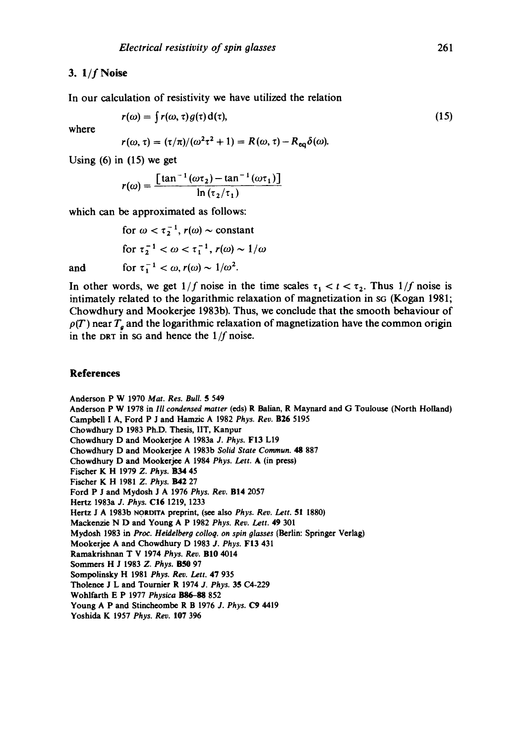## 3. $1/f$ Noise

In our calculation of resistivity we have utilized the relation

$$r(\omega) = \int r(\omega, \tau) g(\tau) \, d(\tau), \tag{15}$$

where

$$r(\omega, \tau) = (\tau/\pi)/(\omega^2\tau^2 + 1) = R(\omega, \tau) - R_{eq}\delta(\omega).$$

Using (6) in (15) we get

$$r(\omega) = \frac{[\tan^{-1}(\omega\tau_2) - \tan^{-1}(\omega\tau_1)]}{\ln(\tau_2/\tau_1)}$$

which can be approximated as follows:

for $\omega < \tau_2^{-1}$, $r(\omega) \sim$ constant

for $\tau_2^{-1} < \omega < \tau_1^{-1}$, $r(\omega) \sim 1/\omega$

and for $\tau_1^{-1} < \omega$, $r(\omega) \sim 1/\omega^2$.

In other words, we get $1/f$ noise in the time scales $\tau_1 < t < \tau_2$. Thus $1/f$ noise is intimately related to the logarithmic relaxation of magnetization in SG (Kogan 1981; Chowdhury and Mookerjee 1983b). Thus, we conclude that the smooth behaviour of $\rho(T)$ near $T_g$ and the logarithmic relaxation of magnetization have the common origin in the DRT in SG and hence the $1/f$ noise.

## References

Anderson P W 1970 *Mat. Res. Bull.* **5** 549

Anderson P W 1978 in *Ill condensed matter* (eds) R Balian, R Maynard and G Toulouse (North Holland)

Campbell I A, Ford P J and Hamzic A 1982 *Phys. Rev.* **B26** 5195

Chowdhury D 1983 Ph.D. Thesis, IIT, Kanpur

Chowdhury D and Mookerjee A 1983a *J. Phys.* **F13** L19

Chowdhury D and Mookerjee A 1983b *Solid State Commun.* **48** 887

Chowdhury D and Mookerjee A 1984 *Phys. Lett.* **A** (in press)

Fischer K H 1979 *Z. Phys.* **B34** 45

Fischer K H 1981 *Z. Phys.* **B42** 27

Ford P J and Mydosh J A 1976 *Phys. Rev.* **B14** 2057

Hertz 1983a *J. Phys.* **C16** 1219, 1233

Hertz J A 1983b NORDITA preprint, (see also *Phys. Rev. Lett.* **51** 1880)

Mackenzie N D and Young A P 1982 *Phys. Rev. Lett.* **49** 301

Mydosh 1983 in *Proc. Heidelberg colloq. on spin glasses* (Berlin: Springer Verlag)

Mookerjee A and Chowdhury D 1983 *J. Phys.* **F13** 431

Ramakrishnan T V 1974 *Phys. Rev.* **B10** 4014

Sommers H J 1983 *Z. Phys.* **B50** 97

Sompolinsky H 1981 *Phys. Rev. Lett.* **47** 935

Tholence J L and Tournier R 1974 *J. Phys.* **35** C4-229

Wohlfarth E P 1977 *Physica* **B86–88** 852

Young A P and Stincheombe R B 1976 *J. Phys.* **C9** 4419

Yoshida K 1957 *Phys. Rev.* **107** 396